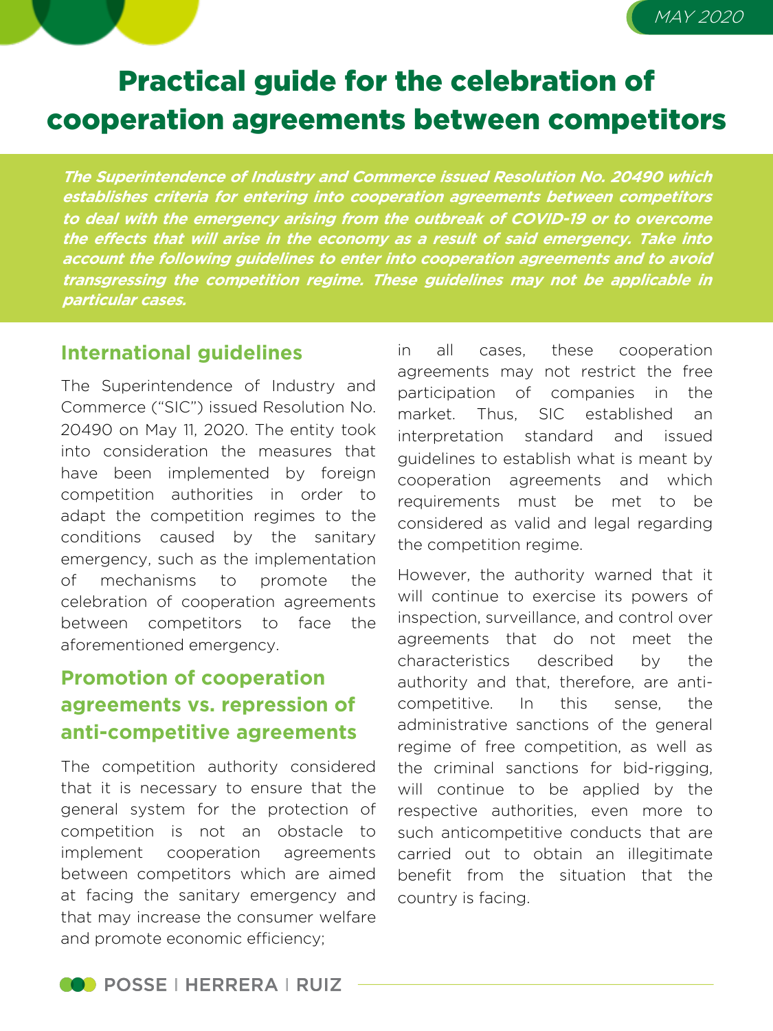MAY 2020

# Practical guide for the celebration of cooperation agreements between competitors

***The Superintendence of Industry and Commerce issued Resolution No. 20490 which establishes criteria for entering into cooperation agreements between competitors to deal with the emergency arising from the outbreak of COVID-19 or to overcome the effects that will arise in the economy as a result of said emergency. Take into account the following guidelines to enter into cooperation agreements and to avoid transgressing the competition regime. These guidelines may not be applicable in particular cases.***

## International guidelines

The Superintendence of Industry and Commerce ("SIC") issued Resolution No. 20490 on May 11, 2020. The entity took into consideration the measures that have been implemented by foreign competition authorities in order to adapt the competition regimes to the conditions caused by the sanitary emergency, such as the implementation of mechanisms to promote the celebration of cooperation agreements between competitors to face the aforementioned emergency.

## Promotion of cooperation agreements vs. repression of anti-competitive agreements

The competition authority considered that it is necessary to ensure that the general system for the protection of competition is not an obstacle to implement cooperation agreements between competitors which are aimed at facing the sanitary emergency and that may increase the consumer welfare and promote economic efficiency; in all cases, these cooperation agreements may not restrict the free participation of companies in the market. Thus, SIC established an interpretation standard and issued guidelines to establish what is meant by cooperation agreements and which requirements must be met to be considered as valid and legal regarding the competition regime.

However, the authority warned that it will continue to exercise its powers of inspection, surveillance, and control over agreements that do not meet the characteristics described by the authority and that, therefore, are anti-competitive. In this sense, the administrative sanctions of the general regime of free competition, as well as the criminal sanctions for bid-rigging, will continue to be applied by the respective authorities, even more to such anticompetitive conducts that are carried out to obtain an illegitimate benefit from the situation that the country is facing.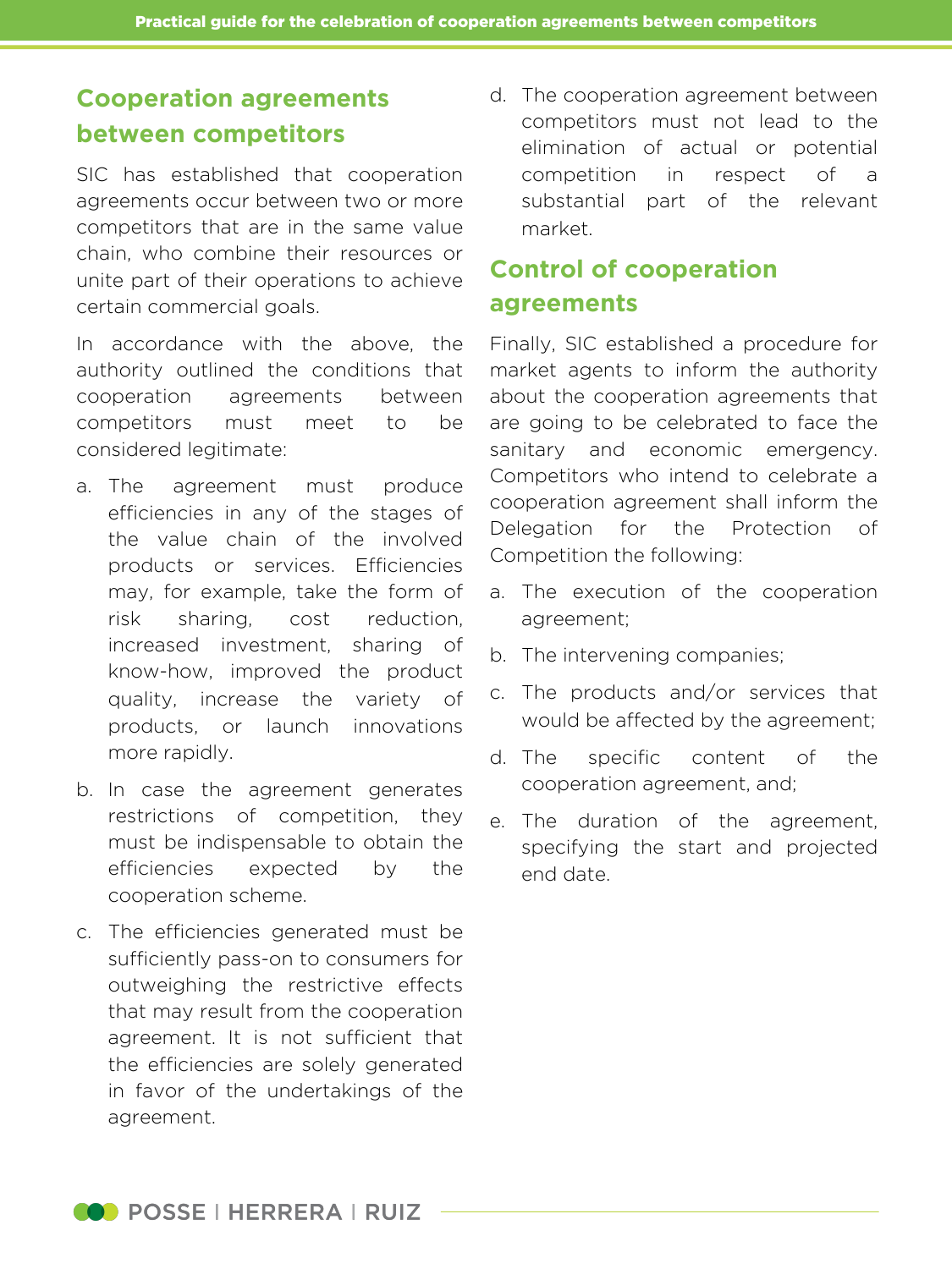## Cooperation agreements between competitors

SIC has established that cooperation agreements occur between two or more competitors that are in the same value chain, who combine their resources or unite part of their operations to achieve certain commercial goals.

In accordance with the above, the authority outlined the conditions that cooperation agreements between competitors must meet to be considered legitimate:

a. The agreement must produce efficiencies in any of the stages of the value chain of the involved products or services. Efficiencies may, for example, take the form of risk sharing, cost reduction, increased investment, sharing of know-how, improved the product quality, increase the variety of products, or launch innovations more rapidly.

b. In case the agreement generates restrictions of competition, they must be indispensable to obtain the efficiencies expected by the cooperation scheme.

c. The efficiencies generated must be sufficiently pass-on to consumers for outweighing the restrictive effects that may result from the cooperation agreement. It is not sufficient that the efficiencies are solely generated in favor of the undertakings of the agreement.

d. The cooperation agreement between competitors must not lead to the elimination of actual or potential competition in respect of a substantial part of the relevant market.

## Control of cooperation agreements

Finally, SIC established a procedure for market agents to inform the authority about the cooperation agreements that are going to be celebrated to face the sanitary and economic emergency. Competitors who intend to celebrate a cooperation agreement shall inform the Delegation for the Protection of Competition the following:

a. The execution of the cooperation agreement;

b. The intervening companies;

c. The products and/or services that would be affected by the agreement;

d. The specific content of the cooperation agreement, and;

e. The duration of the agreement, specifying the start and projected end date.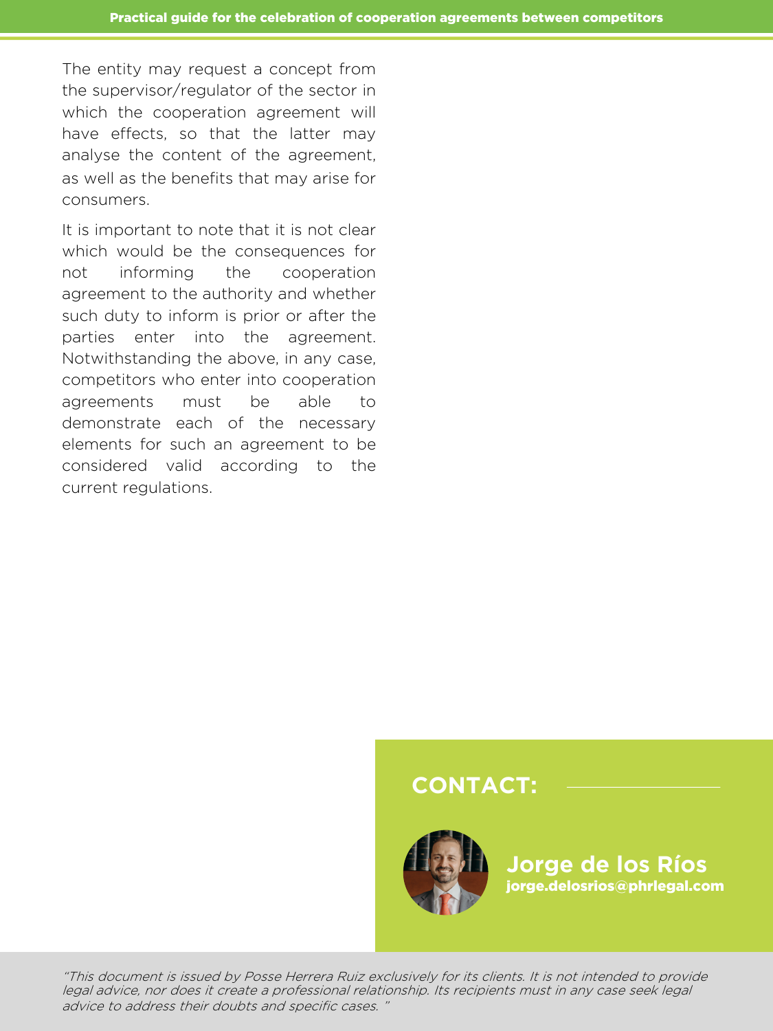The entity may request a concept from the supervisor/regulator of the sector in which the cooperation agreement will have effects, so that the latter may analyse the content of the agreement, as well as the benefits that may arise for consumers.

It is important to note that it is not clear which would be the consequences for not informing the cooperation agreement to the authority and whether such duty to inform is prior or after the parties enter into the agreement. Notwithstanding the above, in any case, competitors who enter into cooperation agreements must be able to demonstrate each of the necessary elements for such an agreement to be considered valid according to the current regulations.

## CONTACT:

**Jorge de los Ríos**
**jorge.delosrios@phrlegal.com**

*"This document is issued by Posse Herrera Ruiz exclusively for its clients. It is not intended to provide legal advice, nor does it create a professional relationship. Its recipients must in any case seek legal advice to address their doubts and specific cases. "*